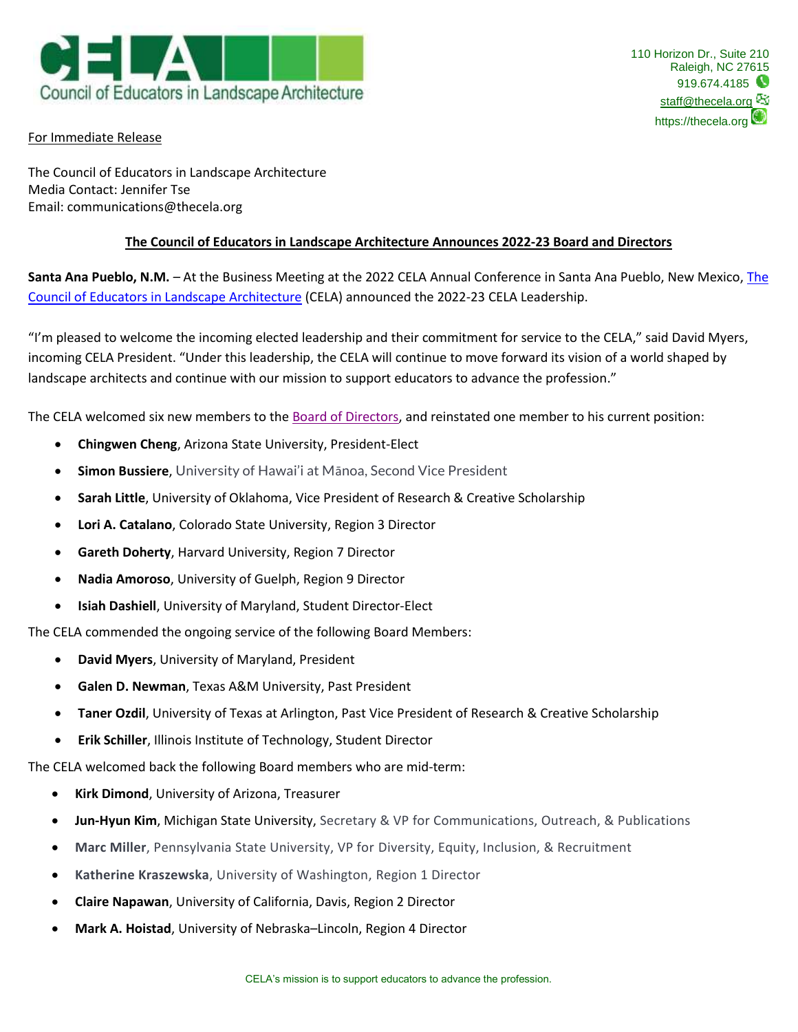Council of Educators in Landscape Architecture

110 Horizon Dr., Suite 210
Raleigh, NC 27615
919.674.4185
staff@thecela.org
https://thecela.org

For Immediate Release

The Council of Educators in Landscape Architecture
Media Contact: Jennifer Tse
Email: communications@thecela.org

## The Council of Educators in Landscape Architecture Announces 2022-23 Board and Directors

**Santa Ana Pueblo, N.M.** – At the Business Meeting at the 2022 CELA Annual Conference in Santa Ana Pueblo, New Mexico, The Council of Educators in Landscape Architecture (CELA) announced the 2022-23 CELA Leadership.

"I'm pleased to welcome the incoming elected leadership and their commitment for service to the CELA," said David Myers, incoming CELA President. "Under this leadership, the CELA will continue to move forward its vision of a world shaped by landscape architects and continue with our mission to support educators to advance the profession."

The CELA welcomed six new members to the Board of Directors, and reinstated one member to his current position:

- **Chingwen Cheng**, Arizona State University, President-Elect
- **Simon Bussiere**, University of Hawai'i at Mānoa, Second Vice President
- **Sarah Little**, University of Oklahoma, Vice President of Research & Creative Scholarship
- **Lori A. Catalano**, Colorado State University, Region 3 Director
- **Gareth Doherty**, Harvard University, Region 7 Director
- **Nadia Amoroso**, University of Guelph, Region 9 Director
- **Isiah Dashiell**, University of Maryland, Student Director-Elect

The CELA commended the ongoing service of the following Board Members:

- **David Myers**, University of Maryland, President
- **Galen D. Newman**, Texas A&M University, Past President
- **Taner Ozdil**, University of Texas at Arlington, Past Vice President of Research & Creative Scholarship
- **Erik Schiller**, Illinois Institute of Technology, Student Director

The CELA welcomed back the following Board members who are mid-term:

- **Kirk Dimond**, University of Arizona, Treasurer
- **Jun-Hyun Kim**, Michigan State University, Secretary & VP for Communications, Outreach, & Publications
- **Marc Miller**, Pennsylvania State University, VP for Diversity, Equity, Inclusion, & Recruitment
- **Katherine Kraszewska**, University of Washington, Region 1 Director
- **Claire Napawan**, University of California, Davis, Region 2 Director
- **Mark A. Hoistad**, University of Nebraska–Lincoln, Region 4 Director

CELA's mission is to support educators to advance the profession.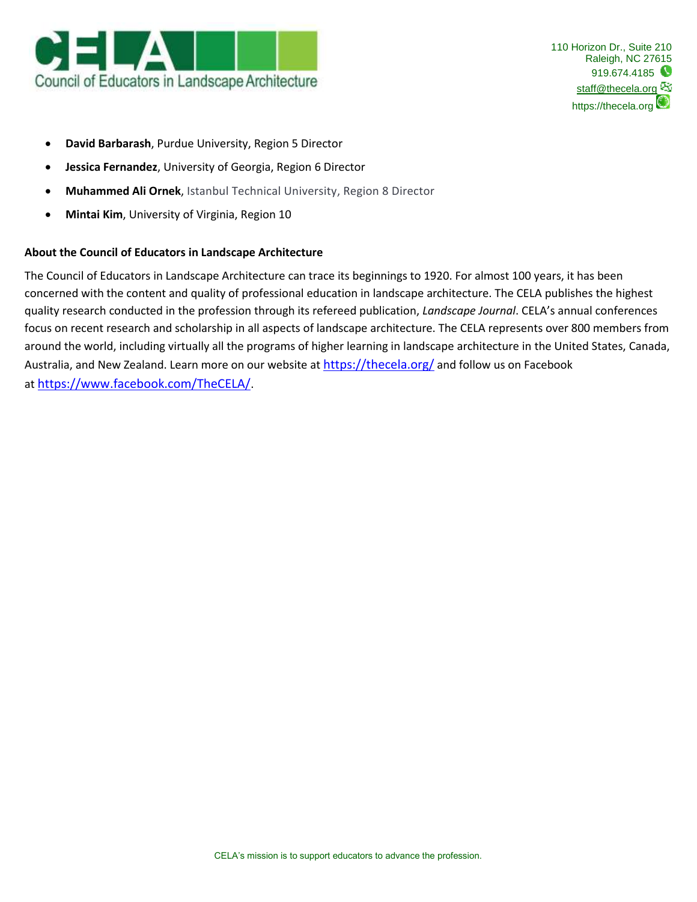- **David Barbarash**, Purdue University, Region 5 Director
- **Jessica Fernandez**, University of Georgia, Region 6 Director
- **Muhammed Ali Ornek**, Istanbul Technical University, Region 8 Director
- **Mintai Kim**, University of Virginia, Region 10

**About the Council of Educators in Landscape Architecture**

The Council of Educators in Landscape Architecture can trace its beginnings to 1920. For almost 100 years, it has been concerned with the content and quality of professional education in landscape architecture. The CELA publishes the highest quality research conducted in the profession through its refereed publication, *Landscape Journal*. CELA's annual conferences focus on recent research and scholarship in all aspects of landscape architecture. The CELA represents over 800 members from around the world, including virtually all the programs of higher learning in landscape architecture in the United States, Canada, Australia, and New Zealand. Learn more on our website at https://thecela.org/ and follow us on Facebook at https://www.facebook.com/TheCELA/.